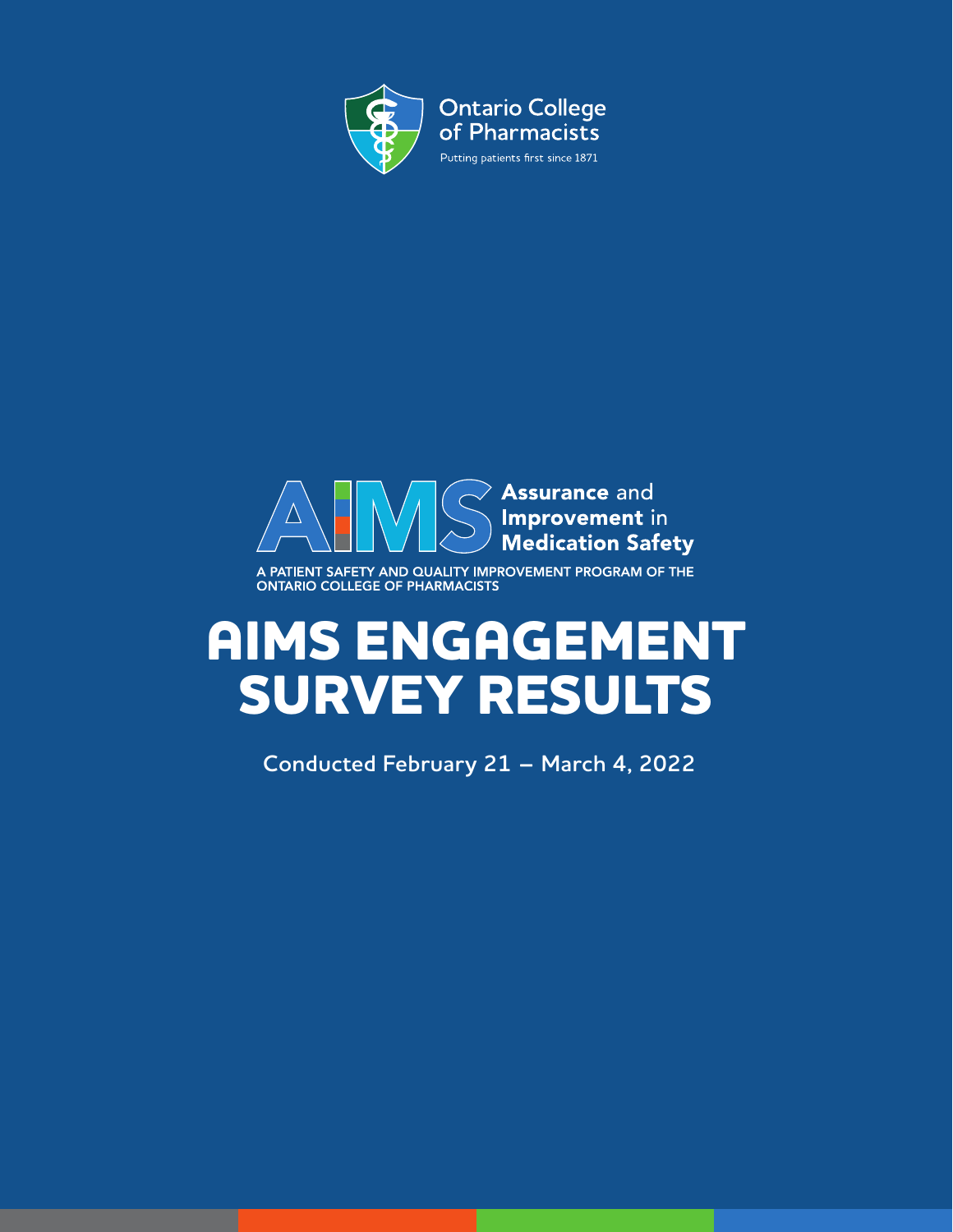Ontario College of Pharmacists

Putting patients first since 1871

AIMS Assurance and Improvement in Medication Safety

A PATIENT SAFETY AND QUALITY IMPROVEMENT PROGRAM OF THE ONTARIO COLLEGE OF PHARMACISTS

# AIMS ENGAGEMENT SURVEY RESULTS

Conducted February 21 – March 4, 2022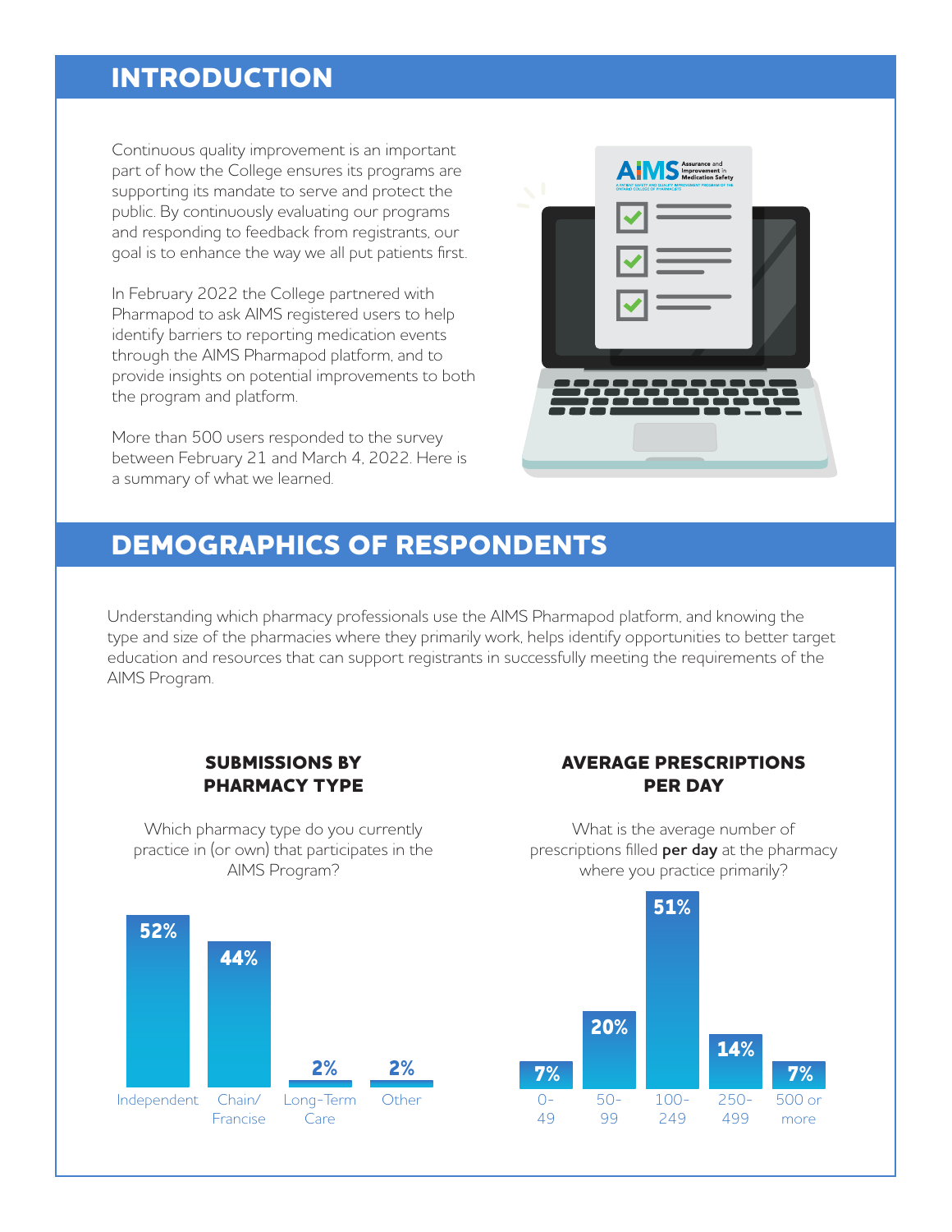## INTRODUCTION

Continuous quality improvement is an important part of how the College ensures its programs are supporting its mandate to serve and protect the public. By continuously evaluating our programs and responding to feedback from registrants, our goal is to enhance the way we all put patients first.

In February 2022 the College partnered with Pharmapod to ask AIMS registered users to help identify barriers to reporting medication events through the AIMS Pharmapod platform, and to provide insights on potential improvements to both the program and platform.

More than 500 users responded to the survey between February 21 and March 4, 2022. Here is a summary of what we learned.

## DEMOGRAPHICS OF RESPONDENTS

Understanding which pharmacy professionals use the AIMS Pharmapod platform, and knowing the type and size of the pharmacies where they primarily work, helps identify opportunities to better target education and resources that can support registrants in successfully meeting the requirements of the AIMS Program.

### SUBMISSIONS BY PHARMACY TYPE

Which pharmacy type do you currently practice in (or own) that participates in the AIMS Program?

| Pharmacy Type | Percentage |
|---|---|
| Independent | 52% |
| Chain/ Francise | 44% |
| Long-Term Care | 2% |
| Other | 2% |

### AVERAGE PRESCRIPTIONS PER DAY

What is the average number of prescriptions filled **per day** at the pharmacy where you practice primarily?

| Prescriptions per day | Percentage |
|---|---|
| 0-49 | 7% |
| 50-99 | 20% |
| 100-249 | 51% |
| 250-499 | 14% |
| 500 or more | 7% |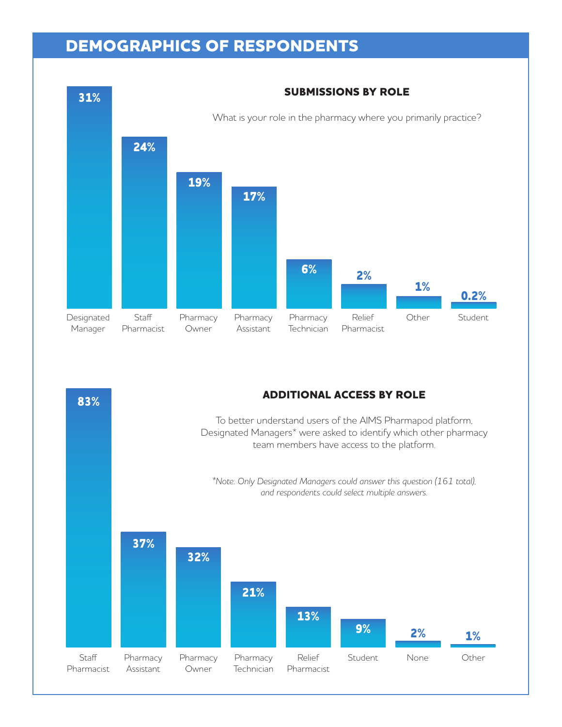## DEMOGRAPHICS OF RESPONDENTS

### SUBMISSIONS BY ROLE

What is your role in the pharmacy where you primarily practice?

| Role | Percentage |
|---|---|
| Designated Manager | 31% |
| Staff Pharmacist | 24% |
| Pharmacy Owner | 19% |
| Pharmacy Assistant | 17% |
| Pharmacy Technician | 6% |
| Relief Pharmacist | 2% |
| Other | 1% |
| Student | 0.2% |

### ADDITIONAL ACCESS BY ROLE

To better understand users of the AIMS Pharmapod platform, Designated Managers* were asked to identify which other pharmacy team members have access to the platform.

*\*Note: Only Designated Managers could answer this question (161 total), and respondents could select multiple answers.*

| Role | Percentage |
|---|---|
| Staff Pharmacist | 83% |
| Pharmacy Assistant | 37% |
| Pharmacy Owner | 32% |
| Pharmacy Technician | 21% |
| Relief Pharmacist | 13% |
| Student | 9% |
| None | 2% |
| Other | 1% |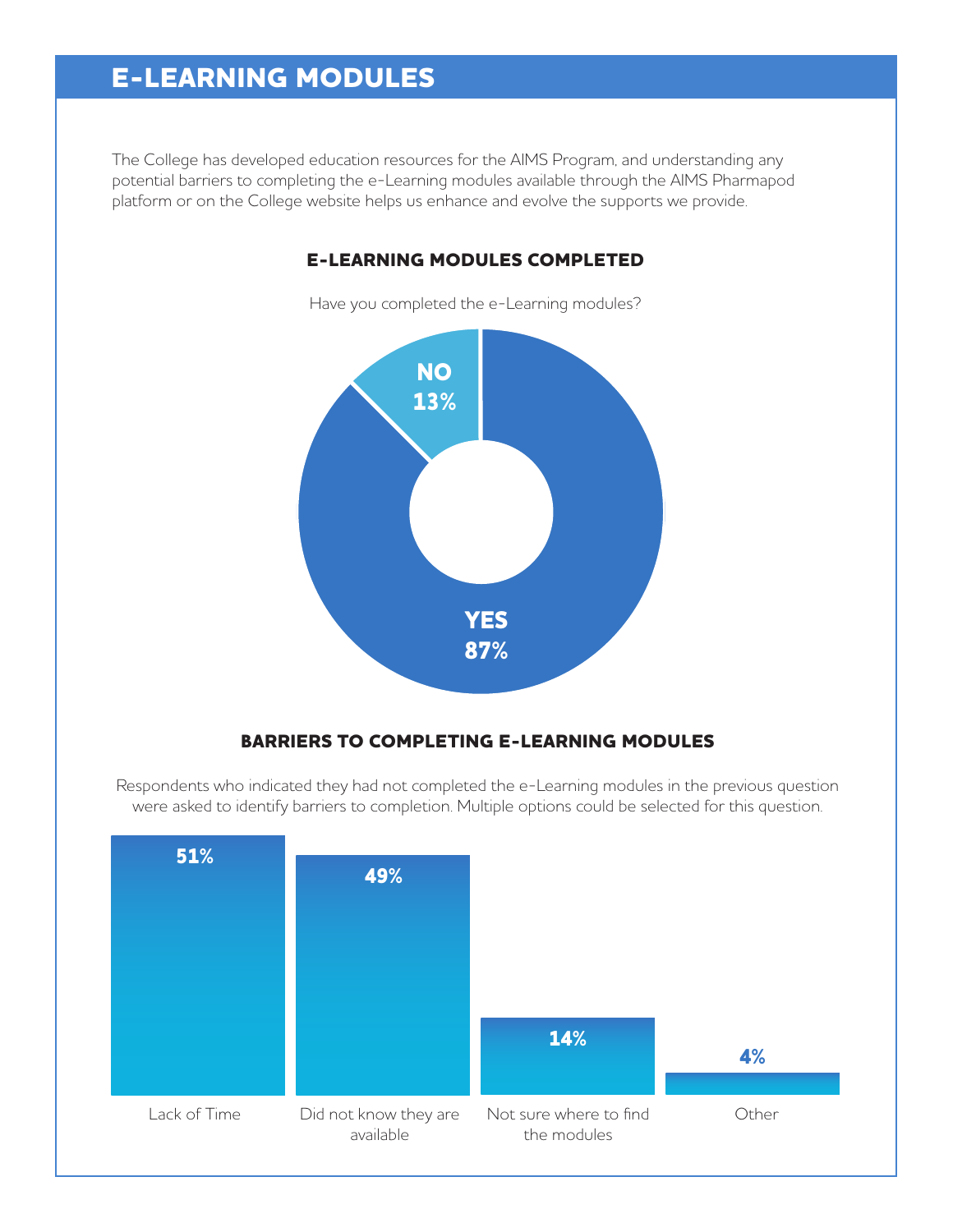# E-LEARNING MODULES

The College has developed education resources for the AIMS Program, and understanding any potential barriers to completing the e-Learning modules available through the AIMS Pharmapod platform or on the College website helps us enhance and evolve the supports we provide.

## E-LEARNING MODULES COMPLETED

Have you completed the e-Learning modules?

| Response | Percentage |
| --- | --- |
| YES | 87% |
| NO | 13% |

## BARRIERS TO COMPLETING E-LEARNING MODULES

Respondents who indicated they had not completed the e-Learning modules in the previous question were asked to identify barriers to completion. Multiple options could be selected for this question.

| Barrier | Percentage |
| --- | --- |
| Lack of Time | 51% |
| Did not know they are available | 49% |
| Not sure where to find the modules | 14% |
| Other | 4% |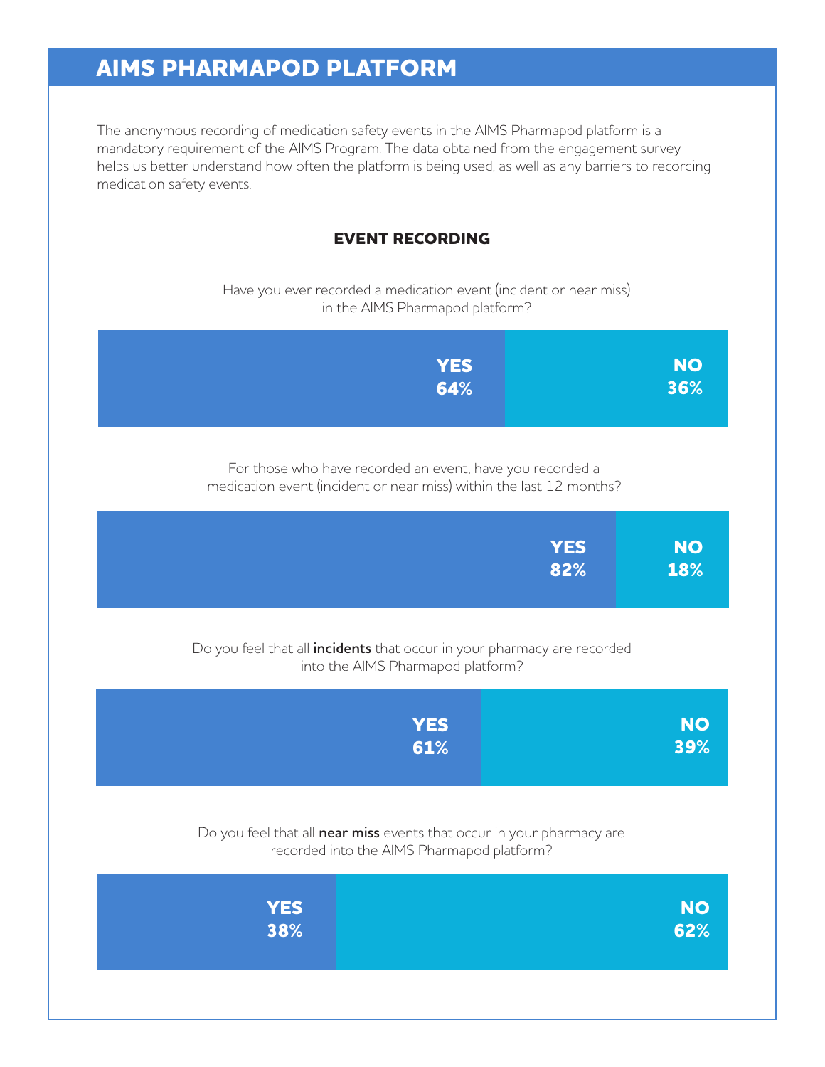# AIMS PHARMAPOD PLATFORM

The anonymous recording of medication safety events in the AIMS Pharmapod platform is a mandatory requirement of the AIMS Program. The data obtained from the engagement survey helps us better understand how often the platform is being used, as well as any barriers to recording medication safety events.

## EVENT RECORDING

Have you ever recorded a medication event (incident or near miss) in the AIMS Pharmapod platform?

**YES 64%** | **NO 36%**

For those who have recorded an event, have you recorded a medication event (incident or near miss) within the last 12 months?

**YES 82%** | **NO 18%**

Do you feel that all **incidents** that occur in your pharmacy are recorded into the AIMS Pharmapod platform?

**YES 61%** | **NO 39%**

Do you feel that all **near miss** events that occur in your pharmacy are recorded into the AIMS Pharmapod platform?

**YES 38%** | **NO 62%**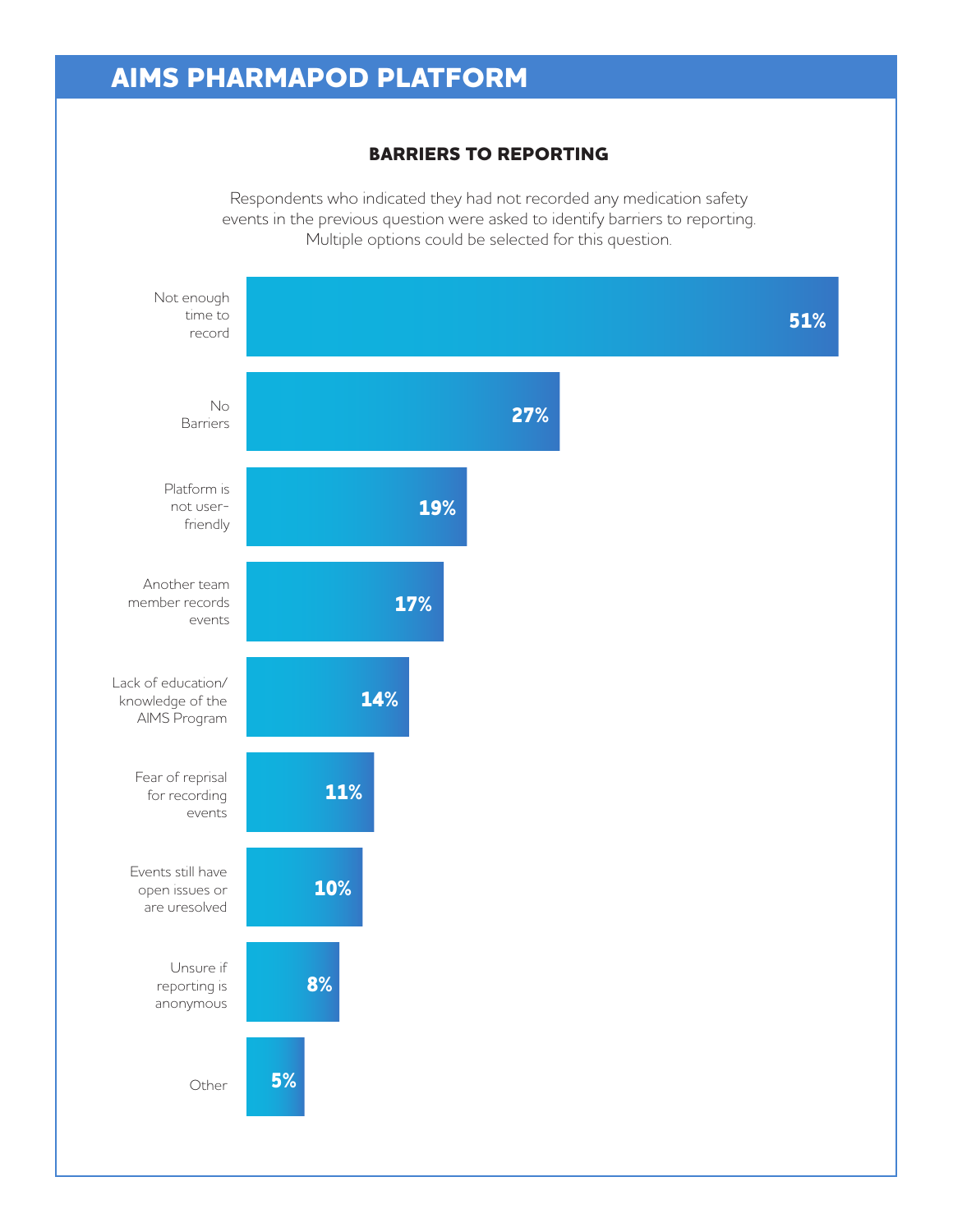## AIMS PHARMAPOD PLATFORM

### BARRIERS TO REPORTING

Respondents who indicated they had not recorded any medication safety events in the previous question were asked to identify barriers to reporting. Multiple options could be selected for this question.

| Barrier | Percentage |
|---|---|
| Not enough time to record | 51% |
| No Barriers | 27% |
| Platform is not user-friendly | 19% |
| Another team member records events | 17% |
| Lack of education/ knowledge of the AIMS Program | 14% |
| Fear of reprisal for recording events | 11% |
| Events still have open issues or are uresolved | 10% |
| Unsure if reporting is anonymous | 8% |
| Other | 5% |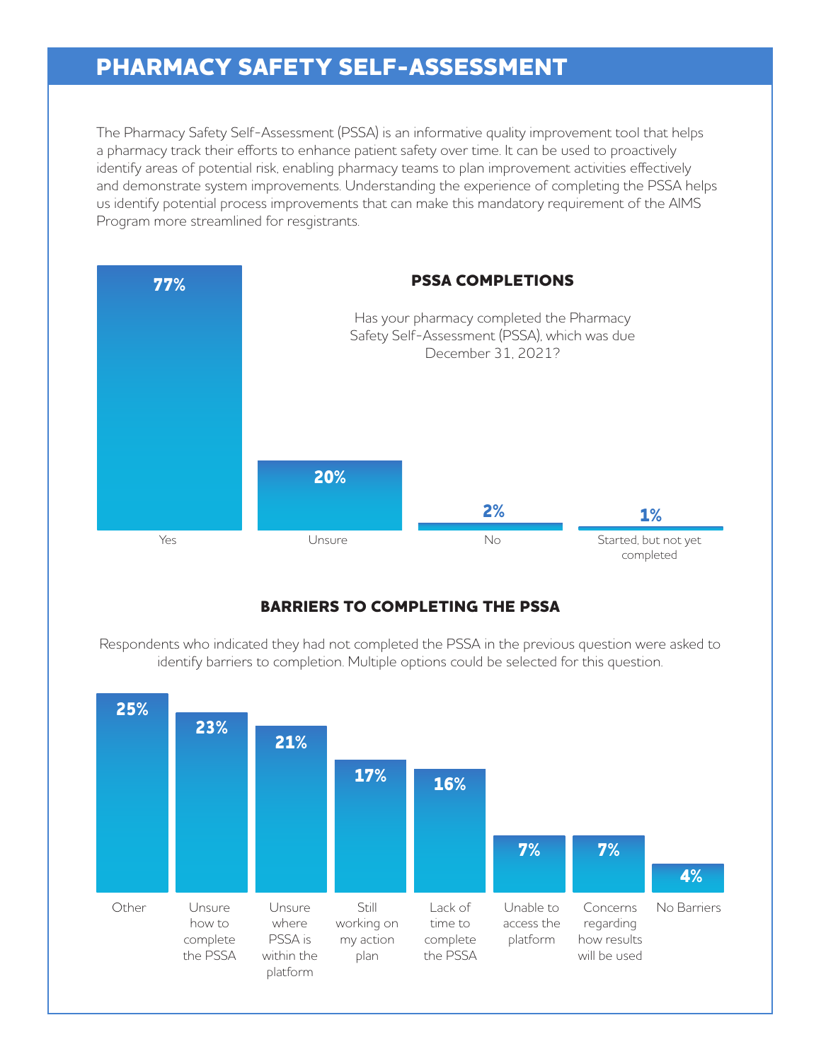# PHARMACY SAFETY SELF-ASSESSMENT

The Pharmacy Safety Self-Assessment (PSSA) is an informative quality improvement tool that helps a pharmacy track their efforts to enhance patient safety over time. It can be used to proactively identify areas of potential risk, enabling pharmacy teams to plan improvement activities effectively and demonstrate system improvements. Understanding the experience of completing the PSSA helps us identify potential process improvements that can make this mandatory requirement of the AIMS Program more streamlined for resgistrants.

## PSSA COMPLETIONS

Has your pharmacy completed the Pharmacy Safety Self-Assessment (PSSA), which was due December 31, 2021?

| Response | Percentage |
| --- | --- |
| Yes | 77% |
| Unsure | 20% |
| No | 2% |
| Started, but not yet completed | 1% |

## BARRIERS TO COMPLETING THE PSSA

Respondents who indicated they had not completed the PSSA in the previous question were asked to identify barriers to completion. Multiple options could be selected for this question.

| Barrier | Percentage |
| --- | --- |
| Other | 25% |
| Unsure how to complete the PSSA | 23% |
| Unsure where PSSA is within the platform | 21% |
| Still working on my action plan | 17% |
| Lack of time to complete the PSSA | 16% |
| Unable to access the platform | 7% |
| Concerns regarding how results will be used | 7% |
| No Barriers | 4% |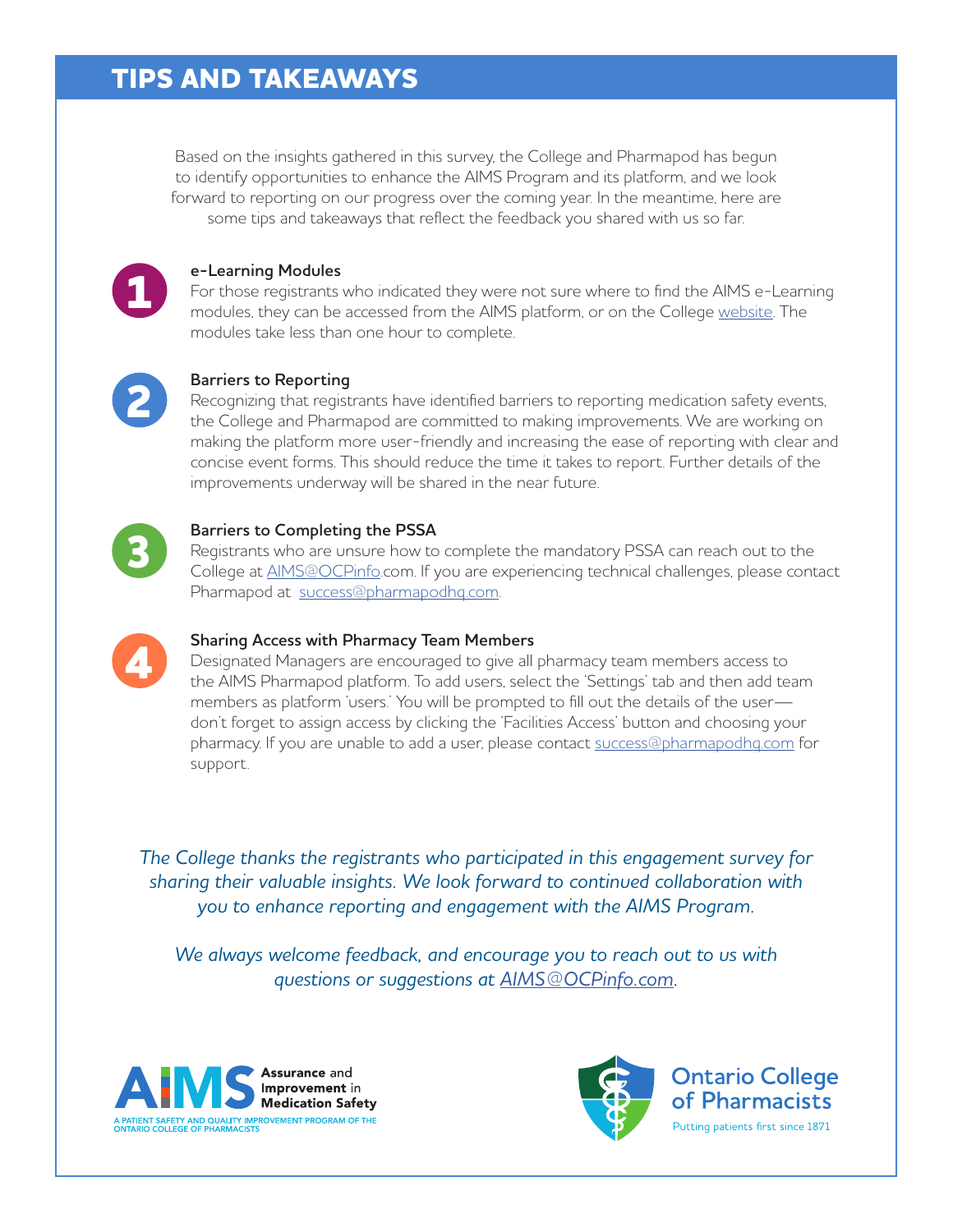# TIPS AND TAKEAWAYS

Based on the insights gathered in this survey, the College and Pharmapod has begun to identify opportunities to enhance the AIMS Program and its platform, and we look forward to reporting on our progress over the coming year. In the meantime, here are some tips and takeaways that reflect the feedback you shared with us so far.

1. **e-Learning Modules**
   For those registrants who indicated they were not sure where to find the AIMS e-Learning modules, they can be accessed from the AIMS platform, or on the College website. The modules take less than one hour to complete.

2. **Barriers to Reporting**
   Recognizing that registrants have identified barriers to reporting medication safety events, the College and Pharmapod are committed to making improvements. We are working on making the platform more user-friendly and increasing the ease of reporting with clear and concise event forms. This should reduce the time it takes to report. Further details of the improvements underway will be shared in the near future.

3. **Barriers to Completing the PSSA**
   Registrants who are unsure how to complete the mandatory PSSA can reach out to the College at AIMS@OCPinfo.com. If you are experiencing technical challenges, please contact Pharmapod at success@pharmapodhq.com.

4. **Sharing Access with Pharmacy Team Members**
   Designated Managers are encouraged to give all pharmacy team members access to the AIMS Pharmapod platform. To add users, select the 'Settings' tab and then add team members as platform 'users.' You will be prompted to fill out the details of the user—don't forget to assign access by clicking the 'Facilities Access' button and choosing your pharmacy. If you are unable to add a user, please contact success@pharmapodhq.com for support.

*The College thanks the registrants who participated in this engagement survey for sharing their valuable insights. We look forward to continued collaboration with you to enhance reporting and engagement with the AIMS Program.*

*We always welcome feedback, and encourage you to reach out to us with questions or suggestions at AIMS@OCPinfo.com.*

AIMS **Assurance** and **Improvement** in **Medication Safety**
A PATIENT SAFETY AND QUALITY IMPROVEMENT PROGRAM OF THE ONTARIO COLLEGE OF PHARMACISTS

Ontario College of Pharmacists
Putting patients first since 1871